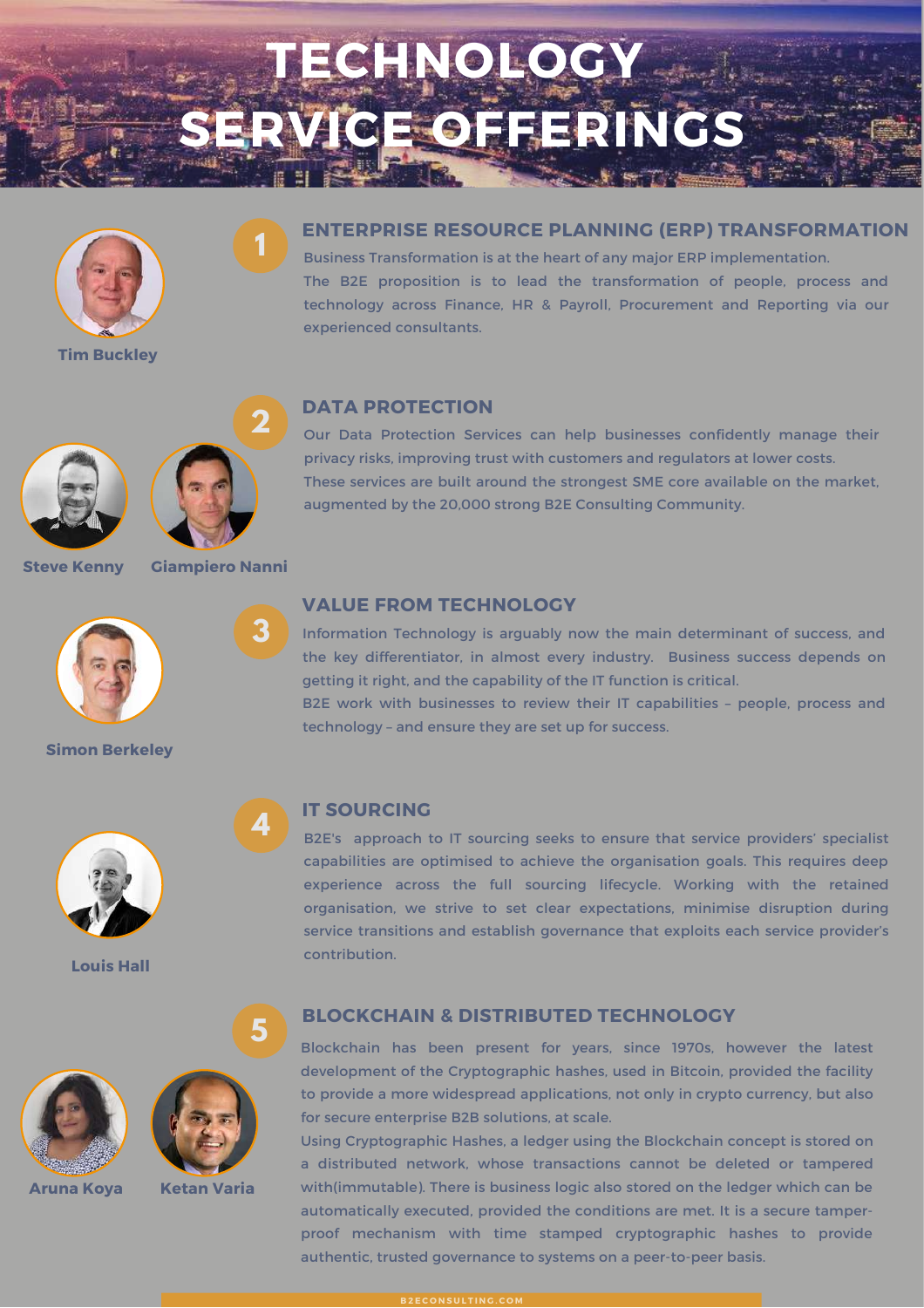# TECHNOLOGY SERVICE OFFERINGS

Tim Buckley

## 1 ENTERPRISE RESOURCE PLANNING (ERP) TRANSFORMATION

Business Transformation is at the heart of any major ERP implementation.
The B2E proposition is to lead the transformation of people, process and technology across Finance, HR & Payroll, Procurement and Reporting via our experienced consultants.

Steve Kenny Giampiero Nanni

## 2 DATA PROTECTION

Our Data Protection Services can help businesses confidently manage their privacy risks, improving trust with customers and regulators at lower costs.
These services are built around the strongest SME core available on the market, augmented by the 20,000 strong B2E Consulting Community.

Simon Berkeley

## 3 VALUE FROM TECHNOLOGY

Information Technology is arguably now the main determinant of success, and the key differentiator, in almost every industry. Business success depends on getting it right, and the capability of the IT function is critical.
B2E work with businesses to review their IT capabilities – people, process and technology – and ensure they are set up for success.

Louis Hall

## 4 IT SOURCING

B2E's approach to IT sourcing seeks to ensure that service providers' specialist capabilities are optimised to achieve the organisation goals. This requires deep experience across the full sourcing lifecycle. Working with the retained organisation, we strive to set clear expectations, minimise disruption during service transitions and establish governance that exploits each service provider's contribution.

Aruna Koya Ketan Varia

## 5 BLOCKCHAIN & DISTRIBUTED TECHNOLOGY

Blockchain has been present for years, since 1970s, however the latest development of the Cryptographic hashes, used in Bitcoin, provided the facility to provide a more widespread applications, not only in crypto currency, but also for secure enterprise B2B solutions, at scale.
Using Cryptographic Hashes, a ledger using the Blockchain concept is stored on a distributed network, whose transactions cannot be deleted or tampered with(immutable). There is business logic also stored on the ledger which can be automatically executed, provided the conditions are met. It is a secure tamper-proof mechanism with time stamped cryptographic hashes to provide authentic, trusted governance to systems on a peer-to-peer basis.

B2ECONSULTING.COM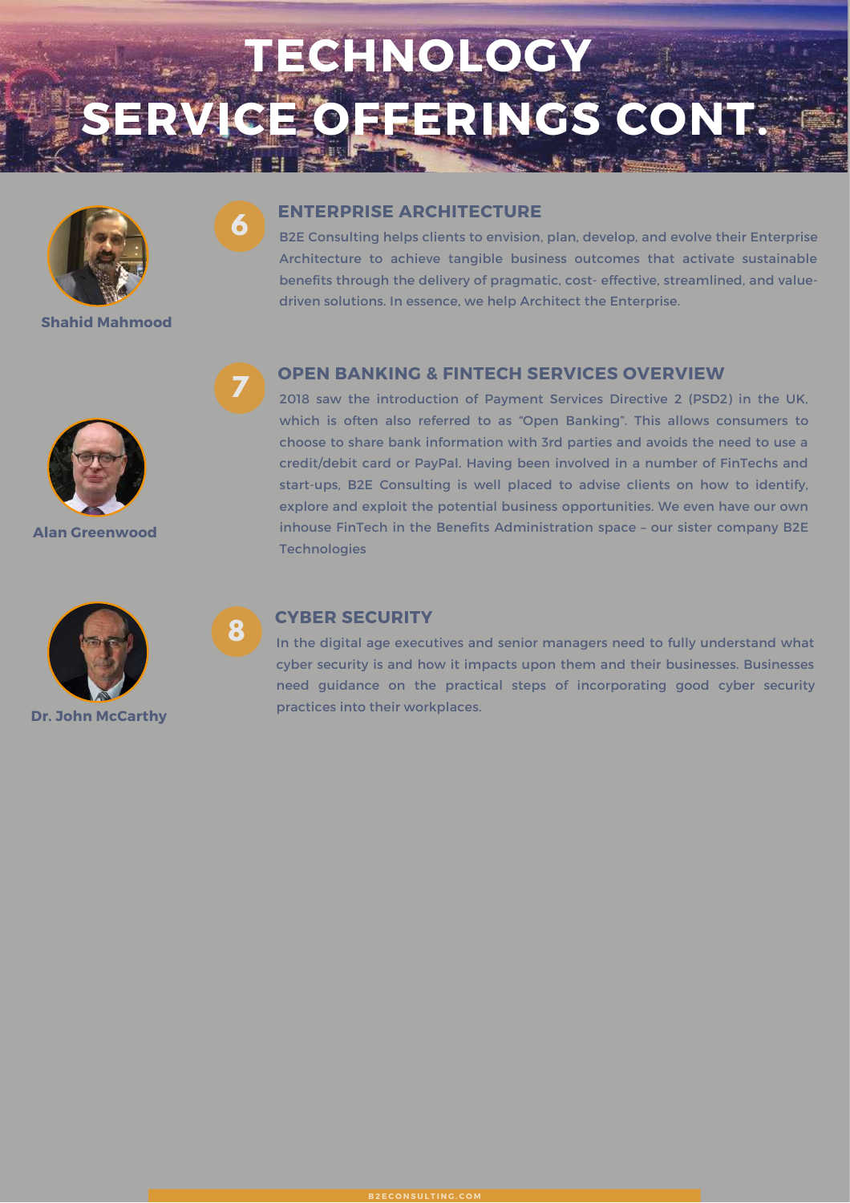# TECHNOLOGY SERVICE OFFERINGS CONT.

**Shahid Mahmood**

## 6 ENTERPRISE ARCHITECTURE

B2E Consulting helps clients to envision, plan, develop, and evolve their Enterprise Architecture to achieve tangible business outcomes that activate sustainable benefits through the delivery of pragmatic, cost- effective, streamlined, and value-driven solutions. In essence, we help Architect the Enterprise.

**Alan Greenwood**

## 7 OPEN BANKING & FINTECH SERVICES OVERVIEW

2018 saw the introduction of Payment Services Directive 2 (PSD2) in the UK, which is often also referred to as "Open Banking". This allows consumers to choose to share bank information with 3rd parties and avoids the need to use a credit/debit card or PayPal. Having been involved in a number of FinTechs and start-ups, B2E Consulting is well placed to advise clients on how to identify, explore and exploit the potential business opportunities. We even have our own inhouse FinTech in the Benefits Administration space – our sister company B2E Technologies

**Dr. John McCarthy**

## 8 CYBER SECURITY

In the digital age executives and senior managers need to fully understand what cyber security is and how it impacts upon them and their businesses. Businesses need guidance on the practical steps of incorporating good cyber security practices into their workplaces.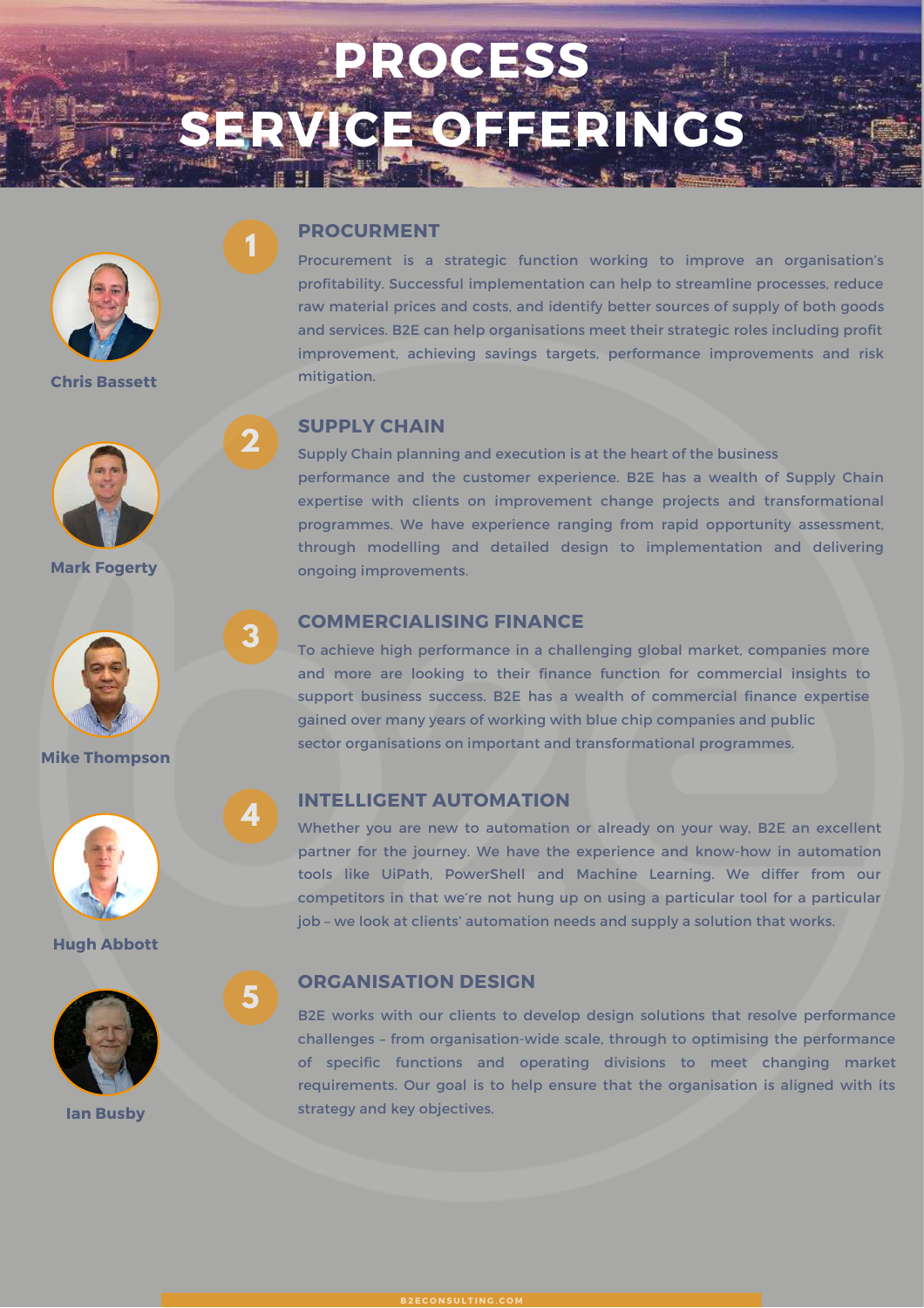# PROCESS SERVICE OFFERINGS

Chris Bassett

Mark Fogerty

Mike Thompson

Hugh Abbott

Ian Busby

## 1 PROCURMENT

Procurement is a strategic function working to improve an organisation's profitability. Successful implementation can help to streamline processes, reduce raw material prices and costs, and identify better sources of supply of both goods and services. B2E can help organisations meet their strategic roles including profit improvement, achieving savings targets, performance improvements and risk mitigation.

## 2 SUPPLY CHAIN

Supply Chain planning and execution is at the heart of the business performance and the customer experience. B2E has a wealth of Supply Chain expertise with clients on improvement change projects and transformational programmes. We have experience ranging from rapid opportunity assessment, through modelling and detailed design to implementation and delivering ongoing improvements.

## 3 COMMERCIALISING FINANCE

To achieve high performance in a challenging global market, companies more and more are looking to their finance function for commercial insights to support business success. B2E has a wealth of commercial finance expertise gained over many years of working with blue chip companies and public sector organisations on important and transformational programmes.

## 4 INTELLIGENT AUTOMATION

Whether you are new to automation or already on your way, B2E an excellent partner for the journey. We have the experience and know-how in automation tools like UiPath, PowerShell and Machine Learning. We differ from our competitors in that we're not hung up on using a particular tool for a particular job – we look at clients' automation needs and supply a solution that works.

## 5 ORGANISATION DESIGN

B2E works with our clients to develop design solutions that resolve performance challenges – from organisation-wide scale, through to optimising the performance of specific functions and operating divisions to meet changing market requirements. Our goal is to help ensure that the organisation is aligned with its strategy and key objectives.

B2ECONSULTING.COM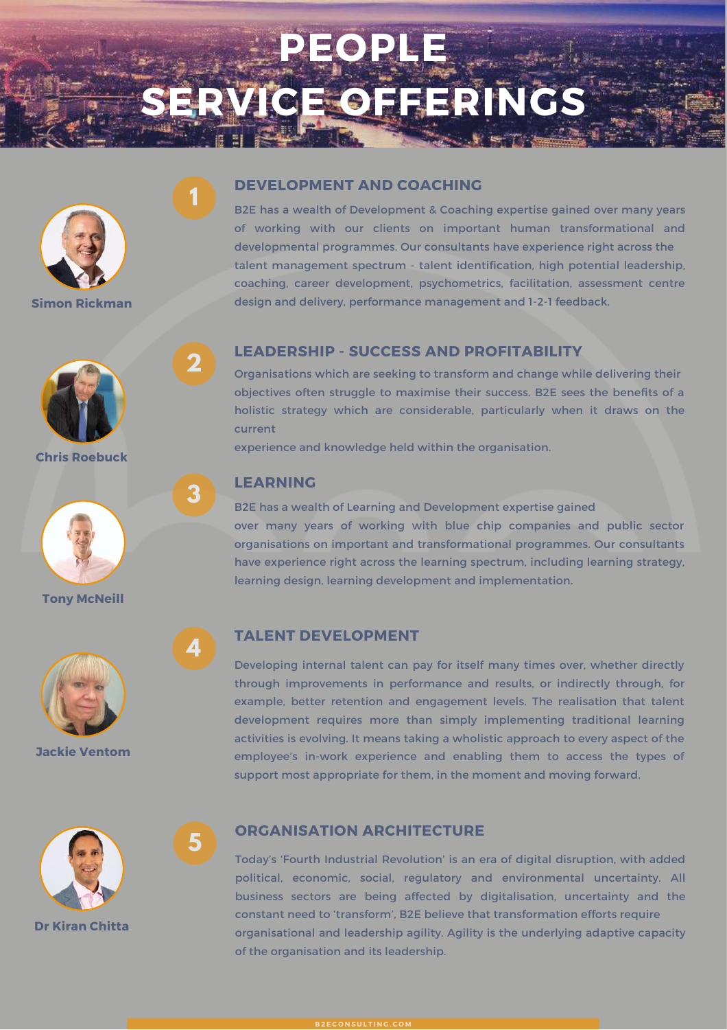# PEOPLE SERVICE OFFERINGS

**Simon Rickman**

**Chris Roebuck**

**Tony McNeill**

**Jackie Ventom**

**Dr Kiran Chitta**

## 1 DEVELOPMENT AND COACHING

B2E has a wealth of Development & Coaching expertise gained over many years of working with our clients on important human transformational and developmental programmes. Our consultants have experience right across the talent management spectrum - talent identification, high potential leadership, coaching, career development, psychometrics, facilitation, assessment centre design and delivery, performance management and 1-2-1 feedback.

## 2 LEADERSHIP - SUCCESS AND PROFITABILITY

Organisations which are seeking to transform and change while delivering their objectives often struggle to maximise their success. B2E sees the benefits of a holistic strategy which are considerable, particularly when it draws on the current experience and knowledge held within the organisation.

## 3 LEARNING

B2E has a wealth of Learning and Development expertise gained over many years of working with blue chip companies and public sector organisations on important and transformational programmes. Our consultants have experience right across the learning spectrum, including learning strategy, learning design, learning development and implementation.

## 4 TALENT DEVELOPMENT

Developing internal talent can pay for itself many times over, whether directly through improvements in performance and results, or indirectly through, for example, better retention and engagement levels. The realisation that talent development requires more than simply implementing traditional learning activities is evolving. It means taking a wholistic approach to every aspect of the employee's in-work experience and enabling them to access the types of support most appropriate for them, in the moment and moving forward.

## 5 ORGANISATION ARCHITECTURE

Today's 'Fourth Industrial Revolution' is an era of digital disruption, with added political, economic, social, regulatory and environmental uncertainty. All business sectors are being affected by digitalisation, uncertainty and the constant need to 'transform', B2E believe that transformation efforts require organisational and leadership agility. Agility is the underlying adaptive capacity of the organisation and its leadership.

B2ECONSULTING.COM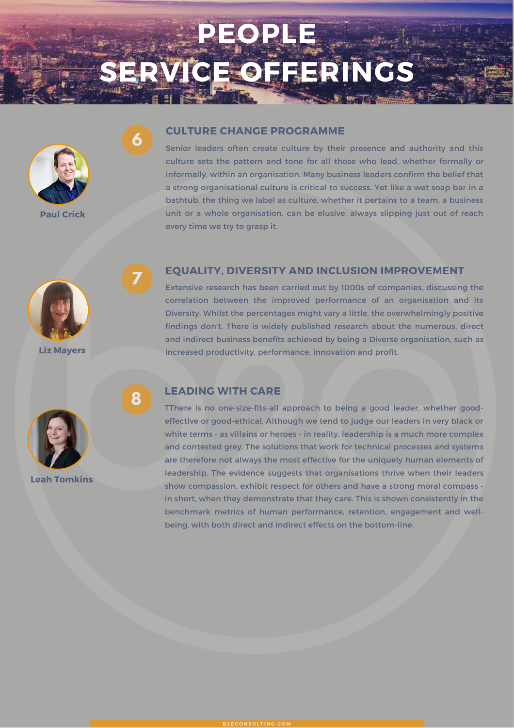# PEOPLE SERVICE OFFERINGS

Paul Crick

## 6 CULTURE CHANGE PROGRAMME

Senior leaders often create culture by their presence and authority and this culture sets the pattern and tone for all those who lead, whether formally or informally, within an organisation. Many business leaders confirm the belief that a strong organisational culture is critical to success. Yet like a wet soap bar in a bathtub, the thing we label as culture, whether it pertains to a team, a business unit or a whole organisation, can be elusive, always slipping just out of reach every time we try to grasp it.

Liz Mayers

## 7 EQUALITY, DIVERSITY AND INCLUSION IMPROVEMENT

Extensive research has been carried out by 1000s of companies, discussing the correlation between the improved performance of an organisation and its Diversity. Whilst the percentages might vary a little, the overwhelmingly positive findings don't. There is widely published research about the numerous, direct and indirect business benefits achieved by being a Diverse organisation, such as increased productivity, performance, innovation and profit.

Leah Tomkins

## 8 LEADING WITH CARE

TThere is no one-size-fits-all approach to being a good leader, whether good-effective or good-ethical. Although we tend to judge our leaders in very black or white terms - as villains or heroes - in reality, leadership is a much more complex and contested grey. The solutions that work for technical processes and systems are therefore not always the most effective for the uniquely human elements of leadership. The evidence suggests that organisations thrive when their leaders show compassion, exhibit respect for others and have a strong moral compass - in short, when they demonstrate that they care. This is shown consistently in the benchmark metrics of human performance, retention, engagement and well-being, with both direct and indirect effects on the bottom-line.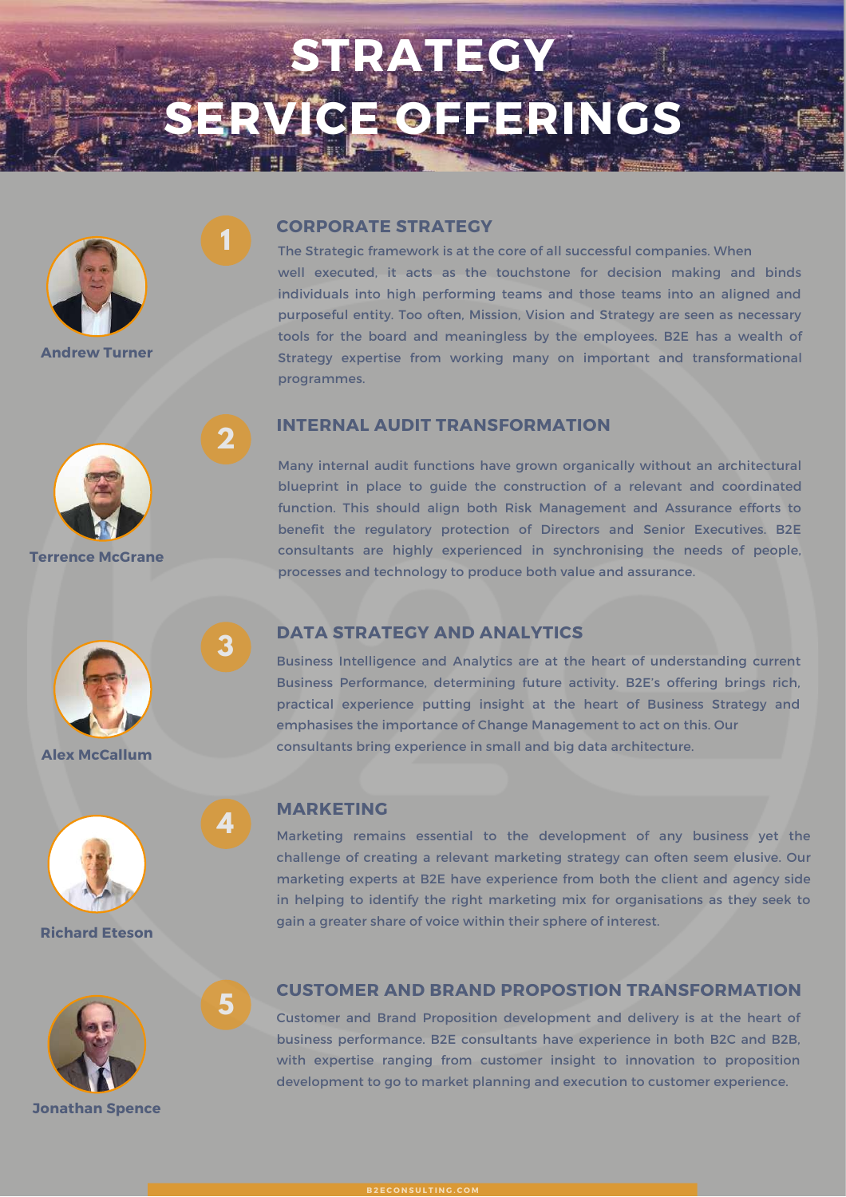# STRATEGY SERVICE OFFERINGS

**Andrew Turner**

**Terrence McGrane**

**Alex McCallum**

**Richard Eteson**

**Jonathan Spence**

## 1 CORPORATE STRATEGY

The Strategic framework is at the core of all successful companies. When well executed, it acts as the touchstone for decision making and binds individuals into high performing teams and those teams into an aligned and purposeful entity. Too often, Mission, Vision and Strategy are seen as necessary tools for the board and meaningless by the employees. B2E has a wealth of Strategy expertise from working many on important and transformational programmes.

## 2 INTERNAL AUDIT TRANSFORMATION

Many internal audit functions have grown organically without an architectural blueprint in place to guide the construction of a relevant and coordinated function. This should align both Risk Management and Assurance efforts to benefit the regulatory protection of Directors and Senior Executives. B2E consultants are highly experienced in synchronising the needs of people, processes and technology to produce both value and assurance.

## 3 DATA STRATEGY AND ANALYTICS

Business Intelligence and Analytics are at the heart of understanding current Business Performance, determining future activity. B2E's offering brings rich, practical experience putting insight at the heart of Business Strategy and emphasises the importance of Change Management to act on this. Our consultants bring experience in small and big data architecture.

## 4 MARKETING

Marketing remains essential to the development of any business yet the challenge of creating a relevant marketing strategy can often seem elusive. Our marketing experts at B2E have experience from both the client and agency side in helping to identify the right marketing mix for organisations as they seek to gain a greater share of voice within their sphere of interest.

## 5 CUSTOMER AND BRAND PROPOSTION TRANSFORMATION

Customer and Brand Proposition development and delivery is at the heart of business performance. B2E consultants have experience in both B2C and B2B, with expertise ranging from customer insight to innovation to proposition development to go to market planning and execution to customer experience.

B2ECONSULTING.COM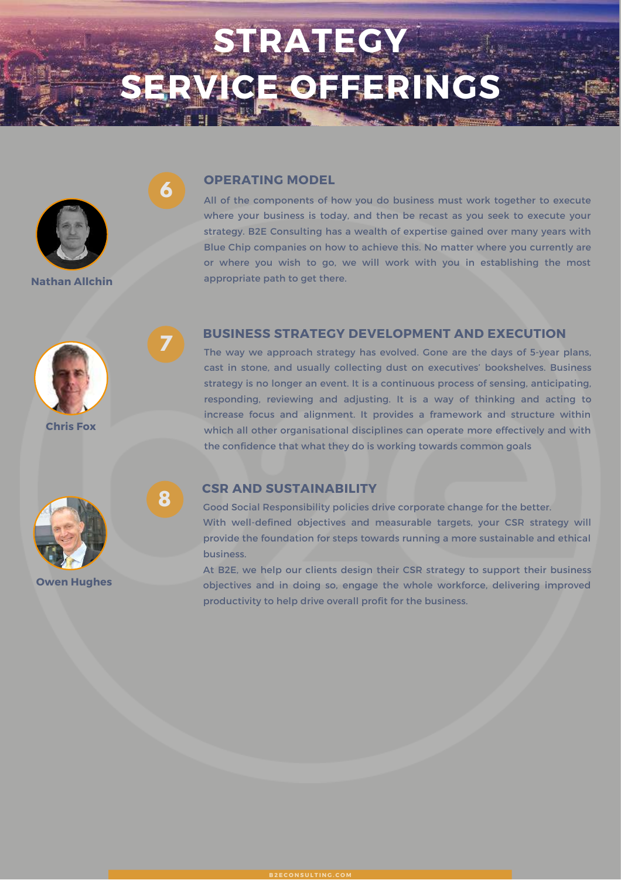# STRATEGY SERVICE OFFERINGS

**Nathan Allchin**

## 6 OPERATING MODEL

All of the components of how you do business must work together to execute where your business is today, and then be recast as you seek to execute your strategy. B2E Consulting has a wealth of expertise gained over many years with Blue Chip companies on how to achieve this. No matter where you currently are or where you wish to go, we will work with you in establishing the most appropriate path to get there.

**Chris Fox**

## 7 BUSINESS STRATEGY DEVELOPMENT AND EXECUTION

The way we approach strategy has evolved. Gone are the days of 5-year plans, cast in stone, and usually collecting dust on executives' bookshelves. Business strategy is no longer an event. It is a continuous process of sensing, anticipating, responding, reviewing and adjusting. It is a way of thinking and acting to increase focus and alignment. It provides a framework and structure within which all other organisational disciplines can operate more effectively and with the confidence that what they do is working towards common goals

**Owen Hughes**

## 8 CSR AND SUSTAINABILITY

Good Social Responsibility policies drive corporate change for the better.

With well-defined objectives and measurable targets, your CSR strategy will provide the foundation for steps towards running a more sustainable and ethical business.

At B2E, we help our clients design their CSR strategy to support their business objectives and in doing so, engage the whole workforce, delivering improved productivity to help drive overall profit for the business.

B2ECONSULTING.COM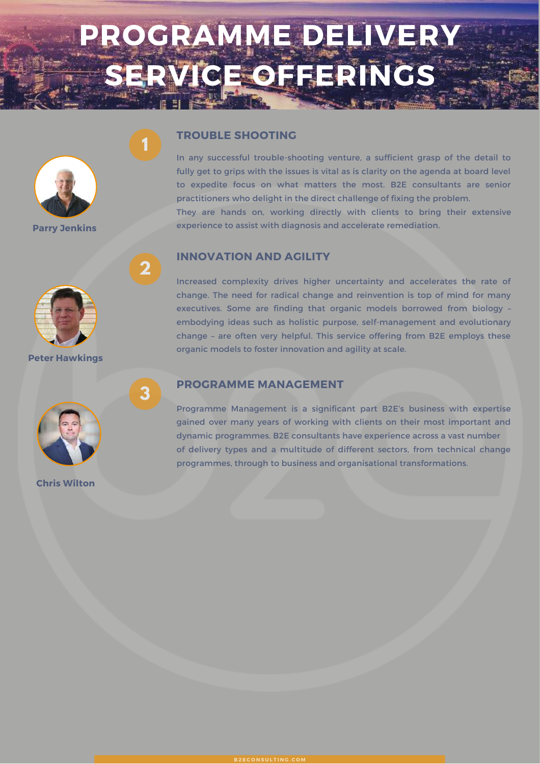# PROGRAMME DELIVERY SERVICE OFFERINGS

Parry Jenkins

Peter Hawkings

Chris Wilton

## 1 TROUBLE SHOOTING

In any successful trouble-shooting venture, a sufficient grasp of the detail to fully get to grips with the issues is vital as is clarity on the agenda at board level to expedite focus on what matters the most. B2E consultants are senior practitioners who delight in the direct challenge of fixing the problem.
They are hands on, working directly with clients to bring their extensive experience to assist with diagnosis and accelerate remediation.

## 2 INNOVATION AND AGILITY

Increased complexity drives higher uncertainty and accelerates the rate of change. The need for radical change and reinvention is top of mind for many executives. Some are finding that organic models borrowed from biology – embodying ideas such as holistic purpose, self-management and evolutionary change – are often very helpful. This service offering from B2E employs these organic models to foster innovation and agility at scale.

## 3 PROGRAMME MANAGEMENT

Programme Management is a significant part B2E's business with expertise gained over many years of working with clients on their most important and dynamic programmes. B2E consultants have experience across a vast number of delivery types and a multitude of different sectors, from technical change programmes, through to business and organisational transformations.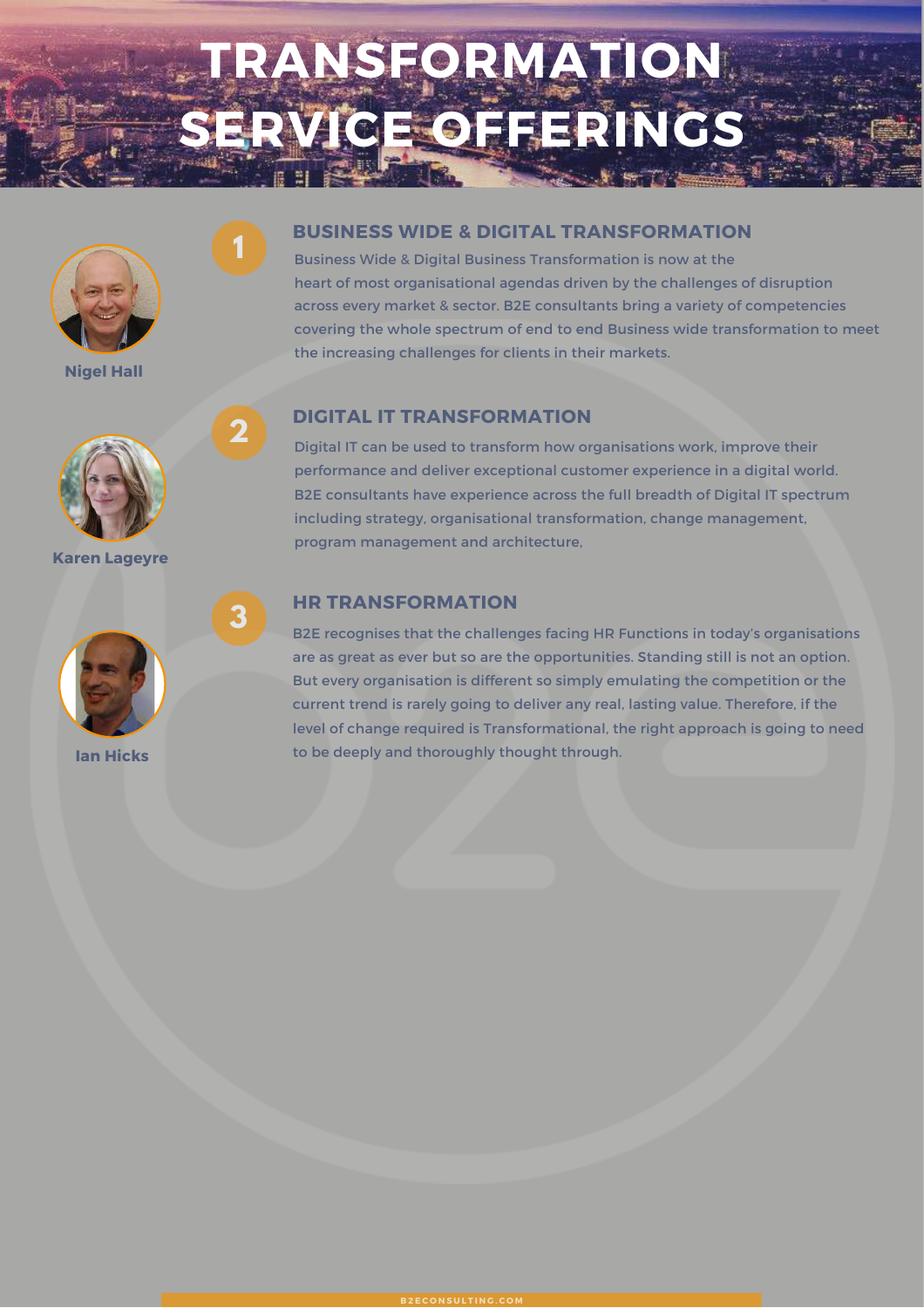# TRANSFORMATION SERVICE OFFERINGS

Nigel Hall

Karen Lageyre

Ian Hicks

## 1 BUSINESS WIDE & DIGITAL TRANSFORMATION

Business Wide & Digital Business Transformation is now at the heart of most organisational agendas driven by the challenges of disruption across every market & sector. B2E consultants bring a variety of competencies covering the whole spectrum of end to end Business wide transformation to meet the increasing challenges for clients in their markets.

## 2 DIGITAL IT TRANSFORMATION

Digital IT can be used to transform how organisations work, improve their performance and deliver exceptional customer experience in a digital world. B2E consultants have experience across the full breadth of Digital IT spectrum including strategy, organisational transformation, change management, program management and architecture,

## 3 HR TRANSFORMATION

B2E recognises that the challenges facing HR Functions in today's organisations are as great as ever but so are the opportunities. Standing still is not an option. But every organisation is different so simply emulating the competition or the current trend is rarely going to deliver any real, lasting value. Therefore, if the level of change required is Transformational, the right approach is going to need to be deeply and thoroughly thought through.

B2ECONSULTING.COM